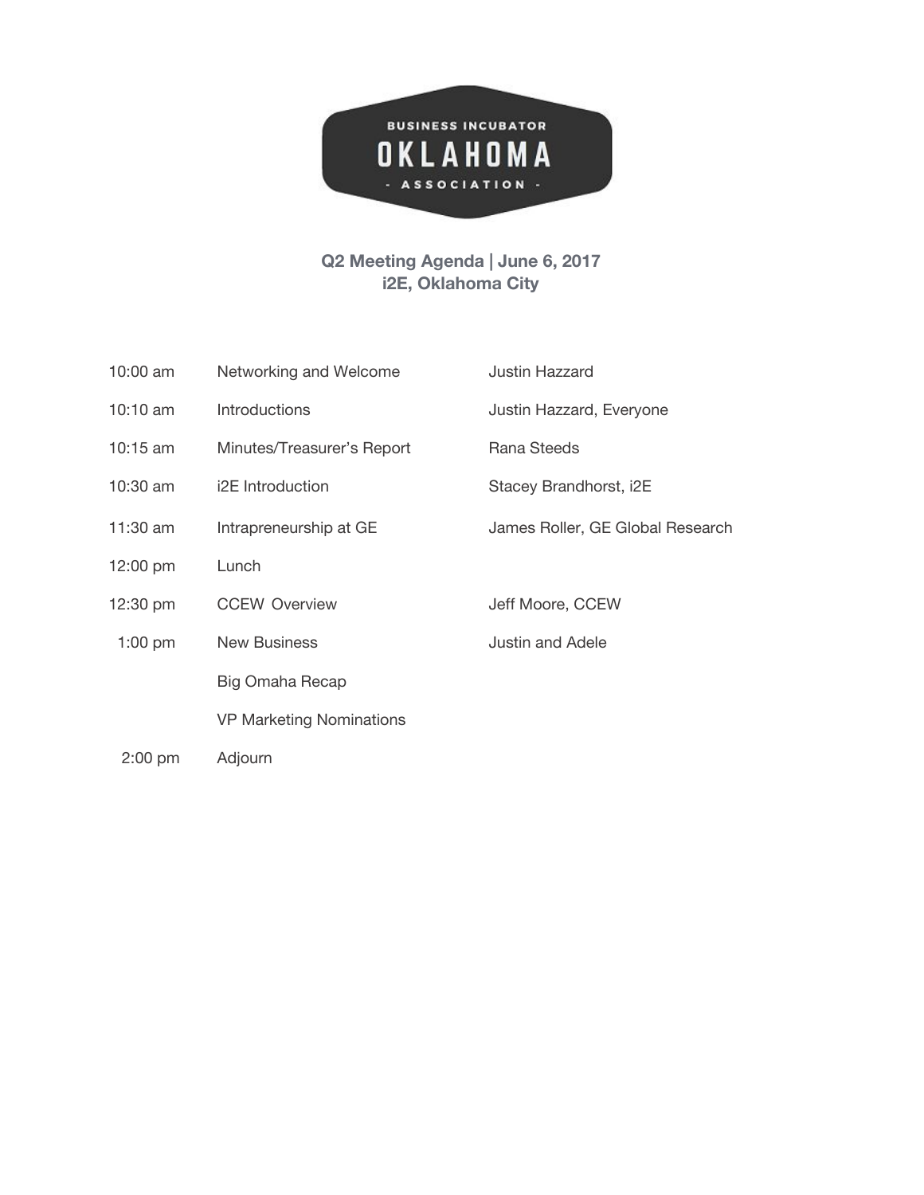BUSINESS INCUBATOR
OKLAHOMA
- ASSOCIATION -

## Q2 Meeting Agenda | June 6, 2017
## i2E, Oklahoma City

| Time | Item | Presenter |
| --- | --- | --- |
| 10:00 am | Networking and Welcome | Justin Hazzard |
| 10:10 am | Introductions | Justin Hazzard, Everyone |
| 10:15 am | Minutes/Treasurer's Report | Rana Steeds |
| 10:30 am | i2E Introduction | Stacey Brandhorst, i2E |
| 11:30 am | Intrapreneurship at GE | James Roller, GE Global Research |
| 12:00 pm | Lunch | |
| 12:30 pm | CCEW Overview | Jeff Moore, CCEW |
| 1:00 pm | New Business | Justin and Adele |
| | Big Omaha Recap | |
| | VP Marketing Nominations | |
| 2:00 pm | Adjourn | |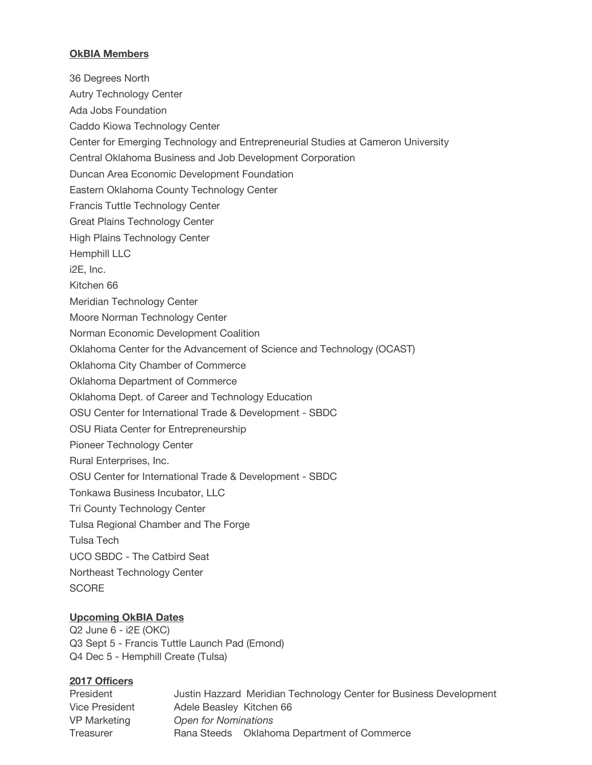**OkBIA Members**

36 Degrees North
Autry Technology Center
Ada Jobs Foundation
Caddo Kiowa Technology Center
Center for Emerging Technology and Entrepreneurial Studies at Cameron University
Central Oklahoma Business and Job Development Corporation
Duncan Area Economic Development Foundation
Eastern Oklahoma County Technology Center
Francis Tuttle Technology Center
Great Plains Technology Center
High Plains Technology Center
Hemphill LLC
i2E, Inc.
Kitchen 66
Meridian Technology Center
Moore Norman Technology Center
Norman Economic Development Coalition
Oklahoma Center for the Advancement of Science and Technology (OCAST)
Oklahoma City Chamber of Commerce
Oklahoma Department of Commerce
Oklahoma Dept. of Career and Technology Education
OSU Center for International Trade & Development - SBDC
OSU Riata Center for Entrepreneurship
Pioneer Technology Center
Rural Enterprises, Inc.
OSU Center for International Trade & Development - SBDC
Tonkawa Business Incubator, LLC
Tri County Technology Center
Tulsa Regional Chamber and The Forge
Tulsa Tech
UCO SBDC - The Catbird Seat
Northeast Technology Center
SCORE

**Upcoming OkBIA Dates**

Q2 June 6 - i2E (OKC)
Q3 Sept 5 - Francis Tuttle Launch Pad (Emond)
Q4 Dec 5 - Hemphill Create (Tulsa)

**2017 Officers**

| | |
|---|---|
| President | Justin Hazzard Meridian Technology Center for Business Development |
| Vice President | Adele Beasley Kitchen 66 |
| VP Marketing | *Open for Nominations* |
| Treasurer | Rana Steeds Oklahoma Department of Commerce |